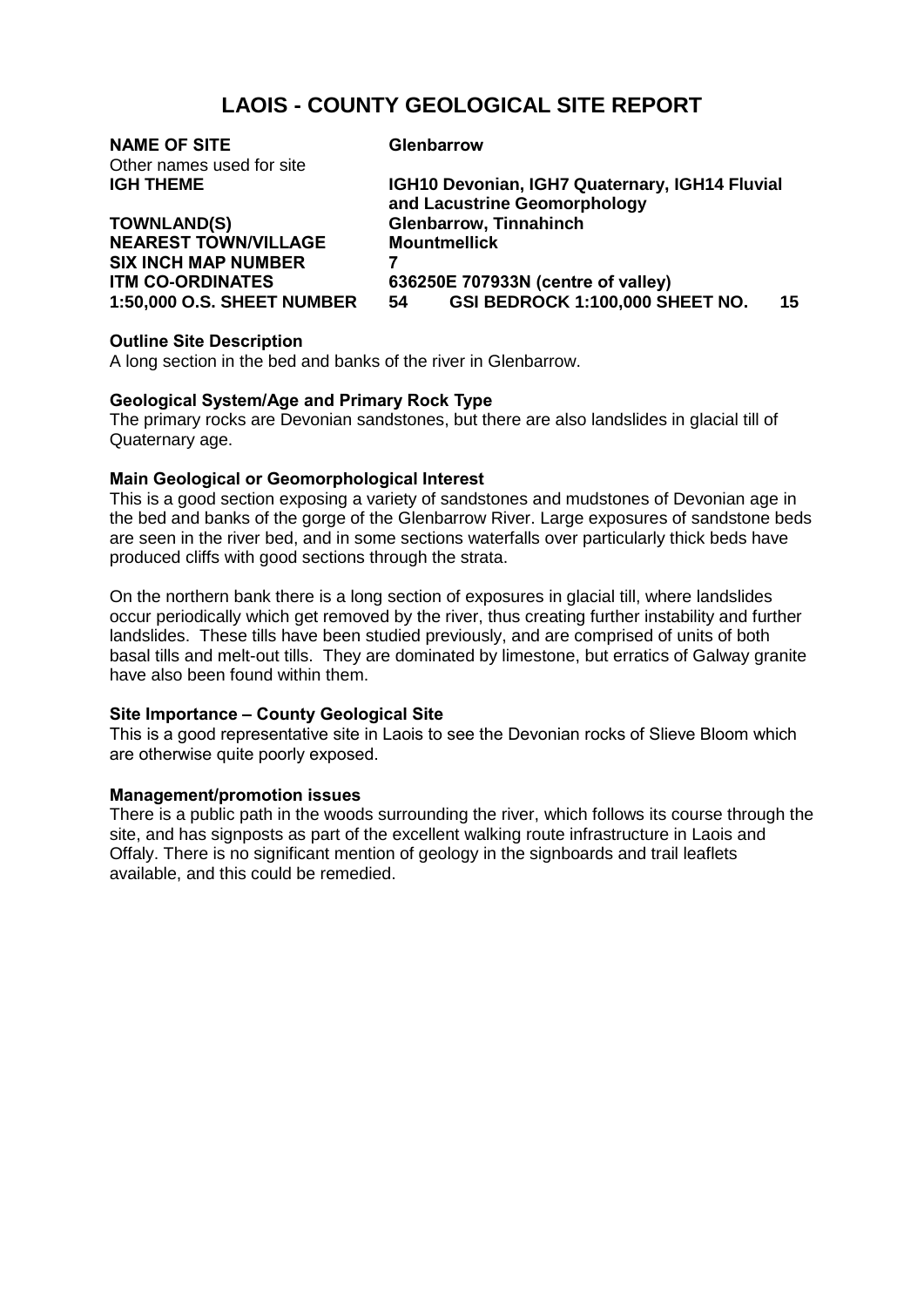# LAOIS - COUNTY GEOLOGICAL SITE REPORT

| | |
|---|---|
| **NAME OF SITE** | **Glenbarrow** |
| Other names used for site | |
| **IGH THEME** | **IGH10 Devonian, IGH7 Quaternary, IGH14 Fluvial and Lacustrine Geomorphology** |
| **TOWNLAND(S)** | **Glenbarrow, Tinnahinch** |
| **NEAREST TOWN/VILLAGE** | **Mountmellick** |
| **SIX INCH MAP NUMBER** | **7** |
| **ITM CO-ORDINATES** | **636250E 707933N (centre of valley)** |
| **1:50,000 O.S. SHEET NUMBER** | **54 GSI BEDROCK 1:100,000 SHEET NO. 15** |

**Outline Site Description**

A long section in the bed and banks of the river in Glenbarrow.

**Geological System/Age and Primary Rock Type**

The primary rocks are Devonian sandstones, but there are also landslides in glacial till of Quaternary age.

**Main Geological or Geomorphological Interest**

This is a good section exposing a variety of sandstones and mudstones of Devonian age in the bed and banks of the gorge of the Glenbarrow River. Large exposures of sandstone beds are seen in the river bed, and in some sections waterfalls over particularly thick beds have produced cliffs with good sections through the strata.

On the northern bank there is a long section of exposures in glacial till, where landslides occur periodically which get removed by the river, thus creating further instability and further landslides. These tills have been studied previously, and are comprised of units of both basal tills and melt-out tills. They are dominated by limestone, but erratics of Galway granite have also been found within them.

**Site Importance – County Geological Site**

This is a good representative site in Laois to see the Devonian rocks of Slieve Bloom which are otherwise quite poorly exposed.

**Management/promotion issues**

There is a public path in the woods surrounding the river, which follows its course through the site, and has signposts as part of the excellent walking route infrastructure in Laois and Offaly. There is no significant mention of geology in the signboards and trail leaflets available, and this could be remedied.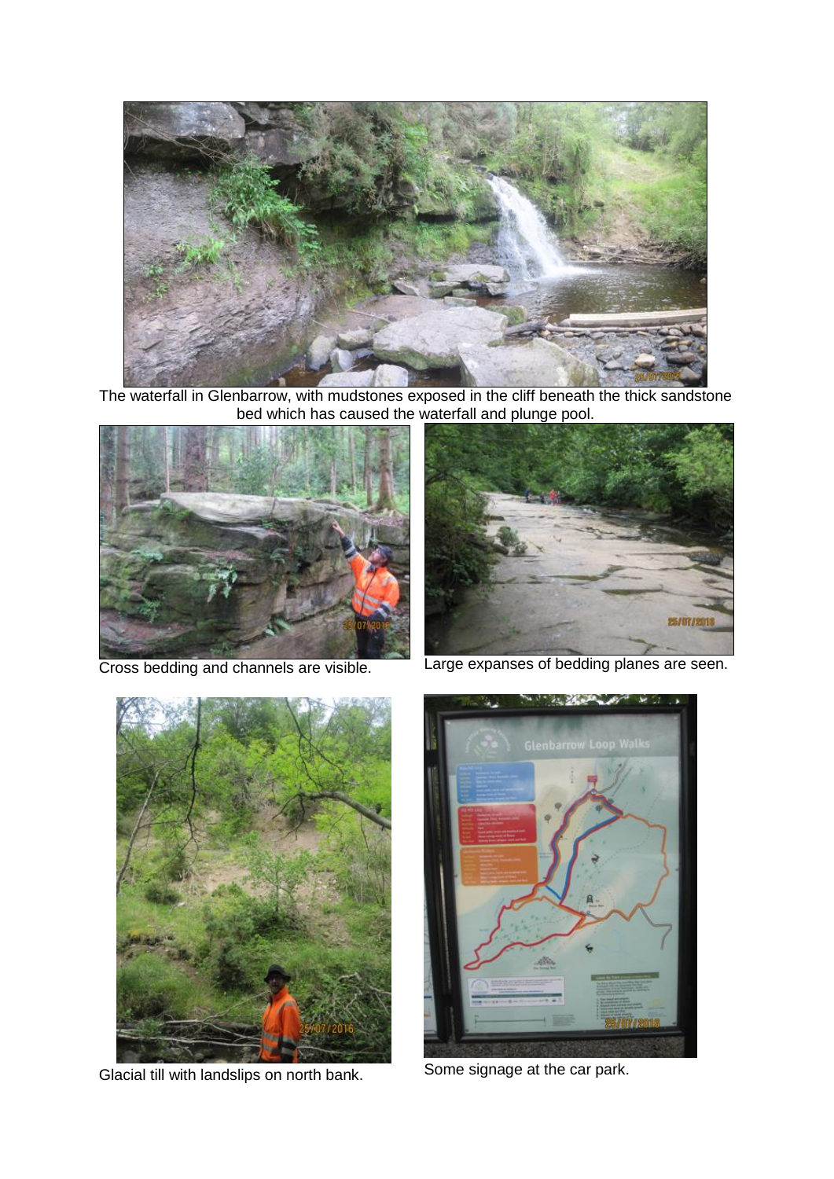The waterfall in Glenbarrow, with mudstones exposed in the cliff beneath the thick sandstone bed which has caused the waterfall and plunge pool.

Cross bedding and channels are visible.

Large expanses of bedding planes are seen.

Glacial till with landslips on north bank.

Some signage at the car park.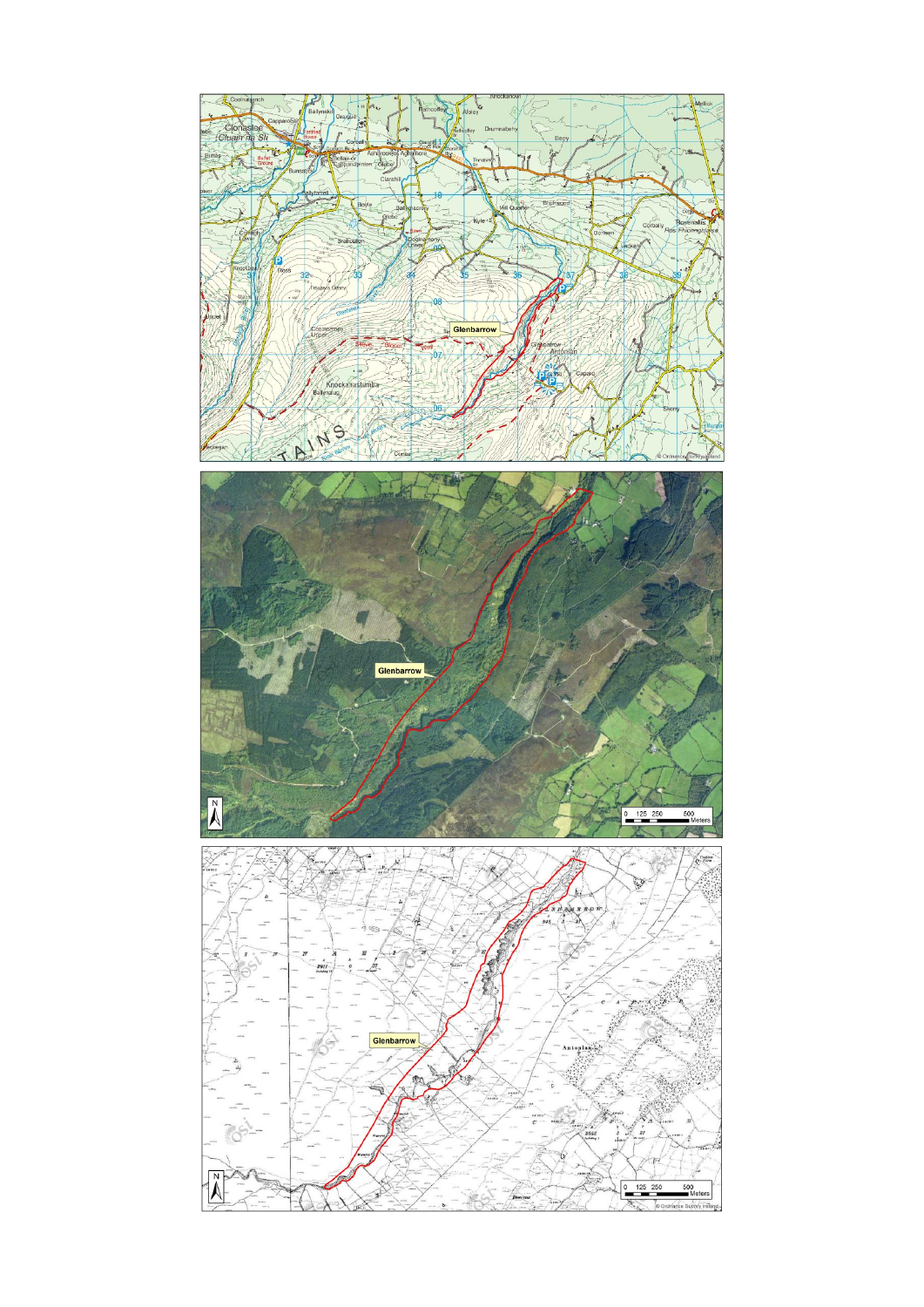Glenbarrow

© Ordnance Survey Ireland

Glenbarrow

0 125 250 500
Meters

Glenbarrow

0 125 250 500
Meters

© Ordnance Survey Ireland